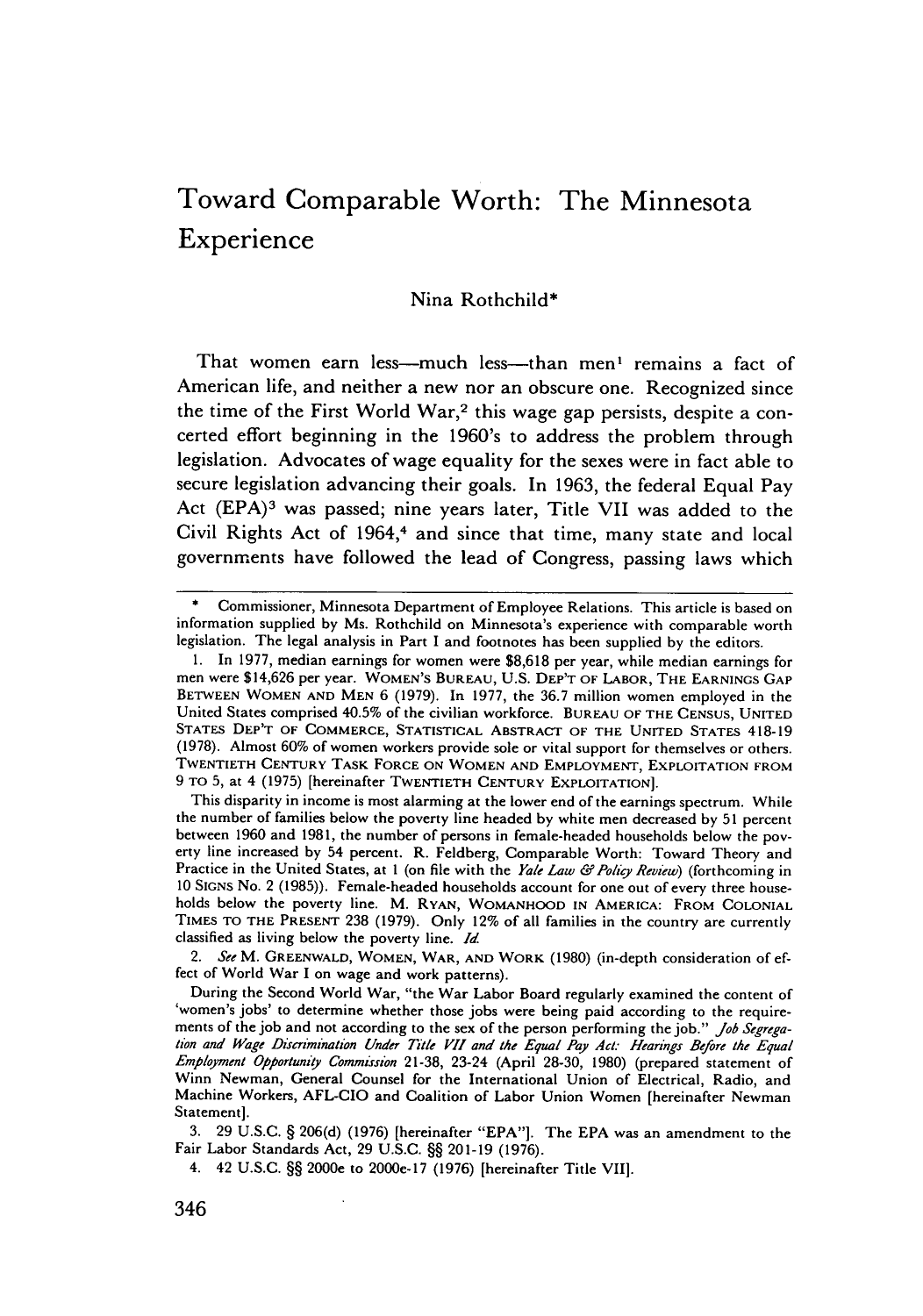# Toward Comparable Worth: The Minnesota Experience

Nina Rothchild*

That women earn less—much less—than men[1] remains a fact of American life, and neither a new nor an obscure one. Recognized since the time of the First World War,[2] this wage gap persists, despite a concerted effort beginning in the 1960's to address the problem through legislation. Advocates of wage equality for the sexes were in fact able to secure legislation advancing their goals. In 1963, the federal Equal Pay Act (EPA)[3] was passed; nine years later, Title VII was added to the Civil Rights Act of 1964,[4] and since that time, many state and local governments have followed the lead of Congress, passing laws which

---

\* Commissioner, Minnesota Department of Employee Relations. This article is based on information supplied by Ms. Rothchild on Minnesota's experience with comparable worth legislation. The legal analysis in Part I and footnotes has been supplied by the editors.

1. In 1977, median earnings for women were $8,618 per year, while median earnings for men were $14,626 per year. WOMEN'S BUREAU, U.S. DEP'T OF LABOR, THE EARNINGS GAP BETWEEN WOMEN AND MEN 6 (1979). In 1977, the 36.7 million women employed in the United States comprised 40.5% of the civilian workforce. BUREAU OF THE CENSUS, UNITED STATES DEP'T OF COMMERCE, STATISTICAL ABSTRACT OF THE UNITED STATES 418-19 (1978). Almost 60% of women workers provide sole or vital support for themselves or others. TWENTIETH CENTURY TASK FORCE ON WOMEN AND EMPLOYMENT, EXPLOITATION FROM 9 TO 5, at 4 (1975) [hereinafter TWENTIETH CENTURY EXPLOITATION].

This disparity in income is most alarming at the lower end of the earnings spectrum. While the number of families below the poverty line headed by white men decreased by 51 percent between 1960 and 1981, the number of persons in female-headed households below the poverty line increased by 54 percent. R. Feldberg, Comparable Worth: Toward Theory and Practice in the United States, at 1 (on file with the *Yale Law & Policy Review*) (forthcoming in 10 SIGNS No. 2 (1985)). Female-headed households account for one out of every three households below the poverty line. M. RYAN, WOMANHOOD IN AMERICA: FROM COLONIAL TIMES TO THE PRESENT 238 (1979). Only 12% of all families in the country are currently classified as living below the poverty line. *Id.*

2. *See* M. GREENWALD, WOMEN, WAR, AND WORK (1980) (in-depth consideration of effect of World War I on wage and work patterns).

During the Second World War, "the War Labor Board regularly examined the content of 'women's jobs' to determine whether those jobs were being paid according to the requirements of the job and not according to the sex of the person performing the job." *Job Segregation and Wage Discrimination Under Title VII and the Equal Pay Act: Hearings Before the Equal Employment Opportunity Commission* 21-38, 23-24 (April 28-30, 1980) (prepared statement of Winn Newman, General Counsel for the International Union of Electrical, Radio, and Machine Workers, AFL-CIO and Coalition of Labor Union Women [hereinafter Newman Statement].

3. 29 U.S.C. § 206(d) (1976) [hereinafter "EPA"]. The EPA was an amendment to the Fair Labor Standards Act, 29 U.S.C. §§ 201-19 (1976).

4. 42 U.S.C. §§ 2000e to 2000e-17 (1976) [hereinafter Title VII].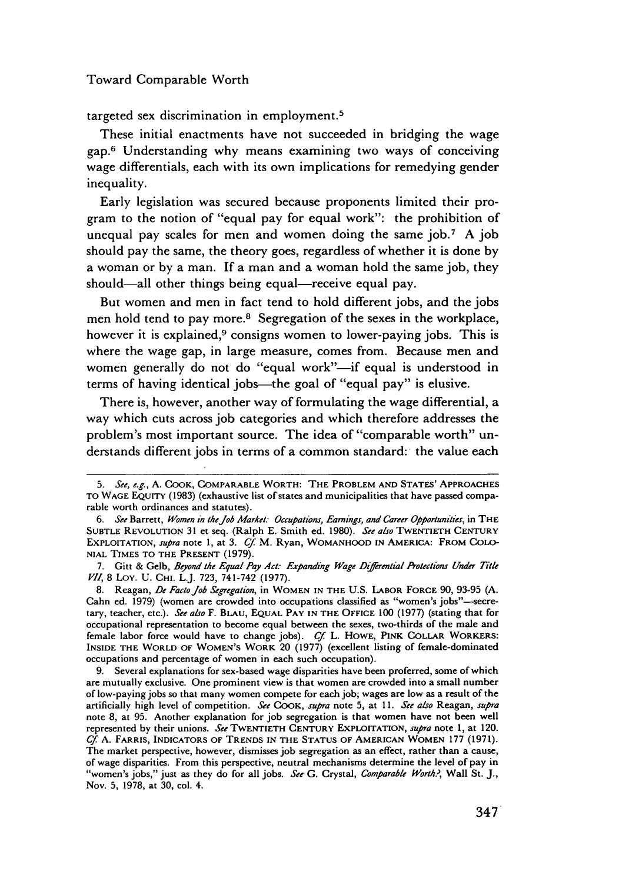targeted sex discrimination in employment.[5]

These initial enactments have not succeeded in bridging the wage gap.[6] Understanding why means examining two ways of conceiving wage differentials, each with its own implications for remedying gender inequality.

Early legislation was secured because proponents limited their program to the notion of "equal pay for equal work": the prohibition of unequal pay scales for men and women doing the same job.[7] A job should pay the same, the theory goes, regardless of whether it is done by a woman or by a man. If a man and a woman hold the same job, they should—all other things being equal—receive equal pay.

But women and men in fact tend to hold different jobs, and the jobs men hold tend to pay more.[8] Segregation of the sexes in the workplace, however it is explained,[9] consigns women to lower-paying jobs. This is where the wage gap, in large measure, comes from. Because men and women generally do not do "equal work"—if equal is understood in terms of having identical jobs—the goal of "equal pay" is elusive.

There is, however, another way of formulating the wage differential, a way which cuts across job categories and which therefore addresses the problem's most important source. The idea of "comparable worth" understands different jobs in terms of a common standard: the value each

---

5. *See, e.g.*, A. COOK, COMPARABLE WORTH: THE PROBLEM AND STATES' APPROACHES TO WAGE EQUITY (1983) (exhaustive list of states and municipalities that have passed comparable worth ordinances and statutes).

6. *See* Barrett, *Women in the Job Market: Occupations, Earnings, and Career Opportunities*, in THE SUBTLE REVOLUTION 31 et seq. (Ralph E. Smith ed. 1980). *See also* TWENTIETH CENTURY EXPLOITATION, *supra* note 1, at 3. *Cf.* M. Ryan, WOMANHOOD IN AMERICA: FROM COLONIAL TIMES TO THE PRESENT (1979).

7. Gitt & Gelb, *Beyond the Equal Pay Act: Expanding Wage Differential Protections Under Title VII*, 8 LOY. U. CHI. L.J. 723, 741-742 (1977).

8. Reagan, *De Facto Job Segregation*, in WOMEN IN THE U.S. LABOR FORCE 90, 93-95 (A. Cahn ed. 1979) (women are crowded into occupations classified as "women's jobs"—secretary, teacher, etc.). *See also* F. BLAU, EQUAL PAY IN THE OFFICE 100 (1977) (stating that for occupational representation to become equal between the sexes, two-thirds of the male and female labor force would have to change jobs). *Cf.* L. HOWE, PINK COLLAR WORKERS: INSIDE THE WORLD OF WOMEN'S WORK 20 (1977) (excellent listing of female-dominated occupations and percentage of women in each such occupation).

9. Several explanations for sex-based wage disparities have been proferred, some of which are mutually exclusive. One prominent view is that women are crowded into a small number of low-paying jobs so that many women compete for each job; wages are low as a result of the artificially high level of competition. *See* COOK, *supra* note 5, at 11. *See also* Reagan, *supra* note 8, at 95. Another explanation for job segregation is that women have not been well represented by their unions. *See* TWENTIETH CENTURY EXPLOITATION, *supra* note 1, at 120. *Cf.* A. FARRIS, INDICATORS OF TRENDS IN THE STATUS OF AMERICAN WOMEN 177 (1971). The market perspective, however, dismisses job segregation as an effect, rather than a cause, of wage disparities. From this perspective, neutral mechanisms determine the level of pay in "women's jobs," just as they do for all jobs. *See* G. Crystal, *Comparable Worth?*, Wall St. J., Nov. 5, 1978, at 30, col. 4.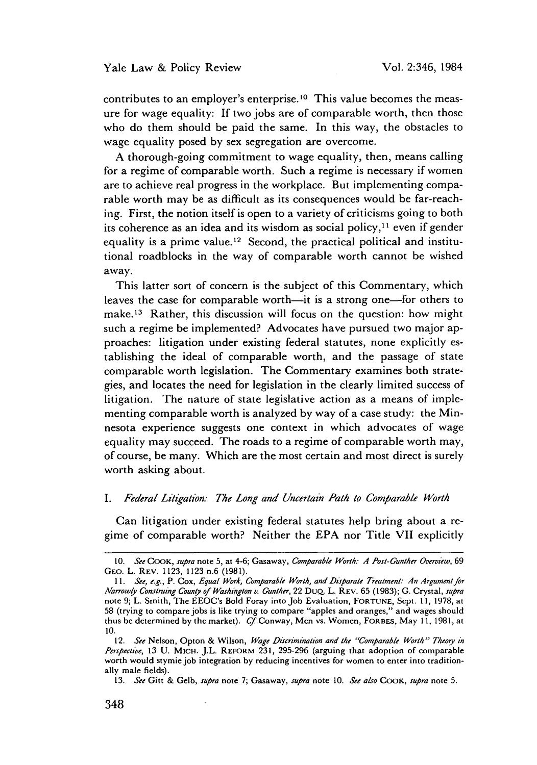contributes to an employer's enterprise.[10] This value becomes the measure for wage equality: If two jobs are of comparable worth, then those who do them should be paid the same. In this way, the obstacles to wage equality posed by sex segregation are overcome.

A thorough-going commitment to wage equality, then, means calling for a regime of comparable worth. Such a regime is necessary if women are to achieve real progress in the workplace. But implementing comparable worth may be as difficult as its consequences would be far-reaching. First, the notion itself is open to a variety of criticisms going to both its coherence as an idea and its wisdom as social policy,[11] even if gender equality is a prime value.[12] Second, the practical political and institutional roadblocks in the way of comparable worth cannot be wished away.

This latter sort of concern is the subject of this Commentary, which leaves the case for comparable worth—it is a strong one—for others to make.[13] Rather, this discussion will focus on the question: how might such a regime be implemented? Advocates have pursued two major approaches: litigation under existing federal statutes, none explicitly establishing the ideal of comparable worth, and the passage of state comparable worth legislation. The Commentary examines both strategies, and locates the need for legislation in the clearly limited success of litigation. The nature of state legislative action as a means of implementing comparable worth is analyzed by way of a case study: the Minnesota experience suggests one context in which advocates of wage equality may succeed. The roads to a regime of comparable worth may, of course, be many. Which are the most certain and most direct is surely worth asking about.

## I. *Federal Litigation: The Long and Uncertain Path to Comparable Worth*

Can litigation under existing federal statutes help bring about a regime of comparable worth? Neither the EPA nor Title VII explicitly

---

10. *See* COOK, *supra* note 5, at 4-6; Gasaway, *Comparable Worth: A Post-Gunther Overview*, 69 GEO. L. REV. 1123, 1123 n.6 (1981).

11. *See, e.g.*, P. Cox, *Equal Work, Comparable Worth, and Disparate Treatment: An Argument for Narrowly Construing County of Washington v. Gunther*, 22 DUQ. L. REV. 65 (1983); G. Crystal, *supra* note 9; L. Smith, The EEOC's Bold Foray into Job Evaluation, FORTUNE, Sept. 11, 1978, at 58 (trying to compare jobs is like trying to compare "apples and oranges," and wages should thus be determined by the market). *Cf.* Conway, Men vs. Women, FORBES, May 11, 1981, at 10.

12. *See* Nelson, Opton & Wilson, *Wage Discrimination and the "Comparable Worth" Theory in Perspective*, 13 U. MICH. J.L. REFORM 231, 295-296 (arguing that adoption of comparable worth would stymie job integration by reducing incentives for women to enter into traditionally male fields).

13. *See* Gitt & Gelb, *supra* note 7; Gasaway, *supra* note 10. *See also* COOK, *supra* note 5.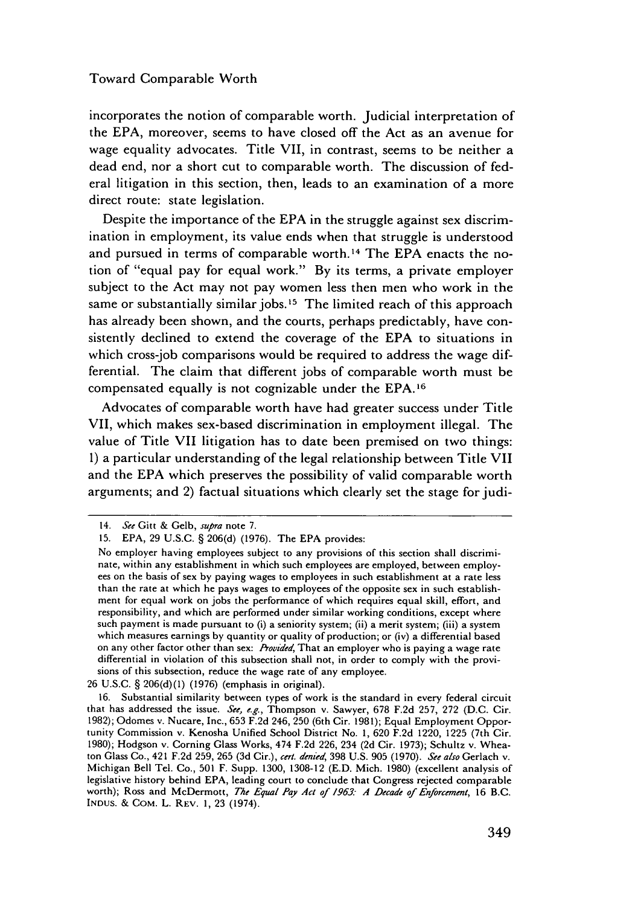incorporates the notion of comparable worth. Judicial interpretation of the EPA, moreover, seems to have closed off the Act as an avenue for wage equality advocates. Title VII, in contrast, seems to be neither a dead end, nor a short cut to comparable worth. The discussion of federal litigation in this section, then, leads to an examination of a more direct route: state legislation.

Despite the importance of the EPA in the struggle against sex discrimination in employment, its value ends when that struggle is understood and pursued in terms of comparable worth.[14] The EPA enacts the notion of "equal pay for equal work." By its terms, a private employer subject to the Act may not pay women less then men who work in the same or substantially similar jobs.[15] The limited reach of this approach has already been shown, and the courts, perhaps predictably, have consistently declined to extend the coverage of the EPA to situations in which cross-job comparisons would be required to address the wage differential. The claim that different jobs of comparable worth must be compensated equally is not cognizable under the EPA.[16]

Advocates of comparable worth have had greater success under Title VII, which makes sex-based discrimination in employment illegal. The value of Title VII litigation has to date been premised on two things: 1) a particular understanding of the legal relationship between Title VII and the EPA which preserves the possibility of valid comparable worth arguments; and 2) factual situations which clearly set the stage for judi-

---

14. *See* Gitt & Gelb, *supra* note 7.

15. EPA, 29 U.S.C. § 206(d) (1976). The EPA provides:

No employer having employees subject to any provisions of this section shall discriminate, within any establishment in which such employees are employed, between employees on the basis of sex by paying wages to employees in such establishment at a rate less than the rate at which he pays wages to employees of the opposite sex in such establishment for equal work on jobs the performance of which requires equal skill, effort, and responsibility, and which are performed under similar working conditions, except where such payment is made pursuant to (i) a seniority system; (ii) a merit system; (iii) a system which measures earnings by quantity or quality of production; or (iv) a differential based on any other factor other than sex: *Provided*, That an employer who is paying a wage rate differential in violation of this subsection shall not, in order to comply with the provisions of this subsection, reduce the wage rate of any employee.

26 U.S.C. § 206(d)(1) (1976) (emphasis in original).

16. Substantial similarity between types of work is the standard in every federal circuit that has addressed the issue. *See, e.g.*, Thompson v. Sawyer, 678 F.2d 257, 272 (D.C. Cir. 1982); Odomes v. Nucare, Inc., 653 F.2d 246, 250 (6th Cir. 1981); Equal Employment Opportunity Commission v. Kenosha Unified School District No. 1, 620 F.2d 1220, 1225 (7th Cir. 1980); Hodgson v. Corning Glass Works, 474 F.2d 226, 234 (2d Cir. 1973); Schultz v. Wheaton Glass Co., 421 F.2d 259, 265 (3d Cir.), *cert. denied*, 398 U.S. 905 (1970). *See also* Gerlach v. Michigan Bell Tel. Co., 501 F. Supp. 1300, 1308-12 (E.D. Mich. 1980) (excellent analysis of legislative history behind EPA, leading court to conclude that Congress rejected comparable worth); Ross and McDermott, *The Equal Pay Act of 1963: A Decade of Enforcement*, 16 B.C. INDUS. & COM. L. REV. 1, 23 (1974).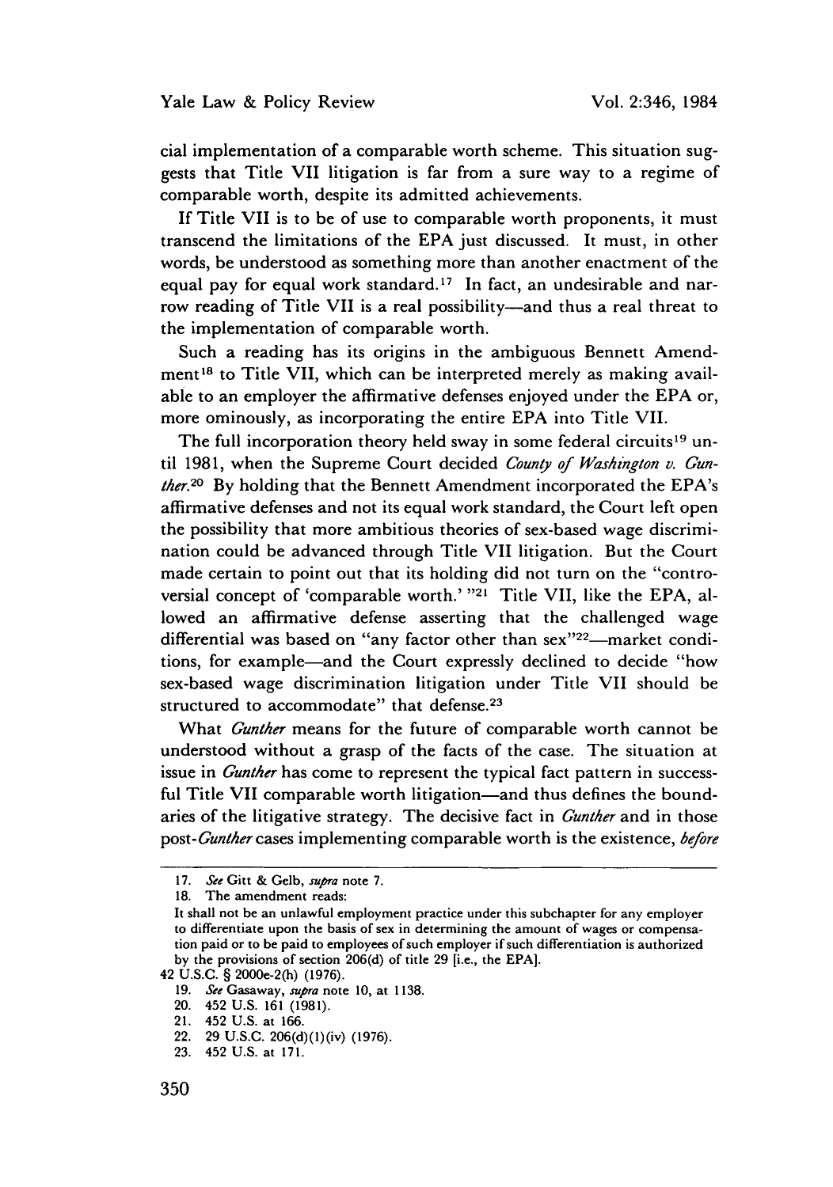cial implementation of a comparable worth scheme. This situation suggests that Title VII litigation is far from a sure way to a regime of comparable worth, despite its admitted achievements.

If Title VII is to be of use to comparable worth proponents, it must transcend the limitations of the EPA just discussed. It must, in other words, be understood as something more than another enactment of the equal pay for equal work standard.[17] In fact, an undesirable and narrow reading of Title VII is a real possibility—and thus a real threat to the implementation of comparable worth.

Such a reading has its origins in the ambiguous Bennett Amendment[18] to Title VII, which can be interpreted merely as making available to an employer the affirmative defenses enjoyed under the EPA or, more ominously, as incorporating the entire EPA into Title VII.

The full incorporation theory held sway in some federal circuits[19] until 1981, when the Supreme Court decided *County of Washington v. Gunther*.[20] By holding that the Bennett Amendment incorporated the EPA's affirmative defenses and not its equal work standard, the Court left open the possibility that more ambitious theories of sex-based wage discrimination could be advanced through Title VII litigation. But the Court made certain to point out that its holding did not turn on the "controversial concept of 'comparable worth.'"[21] Title VII, like the EPA, allowed an affirmative defense asserting that the challenged wage differential was based on "any factor other than sex"[22]—market conditions, for example—and the Court expressly declined to decide "how sex-based wage discrimination litigation under Title VII should be structured to accommodate" that defense.[23]

What *Gunther* means for the future of comparable worth cannot be understood without a grasp of the facts of the case. The situation at issue in *Gunther* has come to represent the typical fact pattern in successful Title VII comparable worth litigation—and thus defines the boundaries of the litigative strategy. The decisive fact in *Gunther* and in those post-*Gunther* cases implementing comparable worth is the existence, *before*

---

17. *See* Gitt & Gelb, *supra* note 7.

18. The amendment reads:

It shall not be an unlawful employment practice under this subchapter for any employer to differentiate upon the basis of sex in determining the amount of wages or compensation paid or to be paid to employees of such employer if such differentiation is authorized by the provisions of section 206(d) of title 29 [i.e., the EPA].

42 U.S.C. § 2000e-2(h) (1976).

19. *See* Gasaway, *supra* note 10, at 1138.

20. 452 U.S. 161 (1981).

21. 452 U.S. at 166.

22. 29 U.S.C. 206(d)(1)(iv) (1976).

23. 452 U.S. at 171.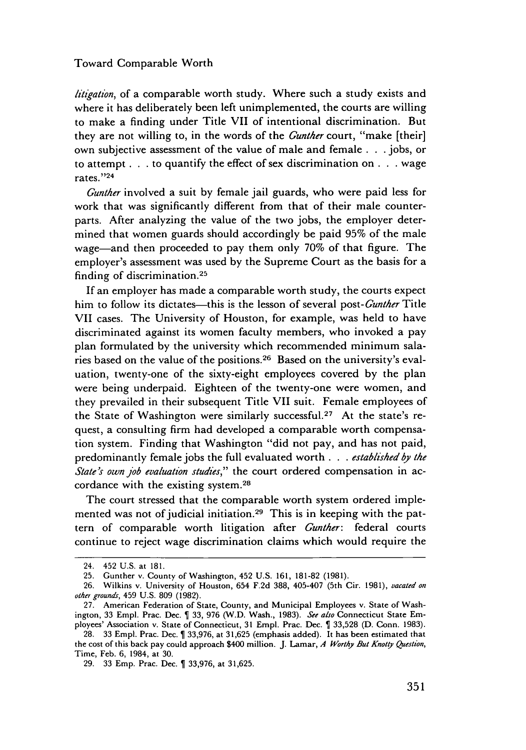*litigation*, of a comparable worth study. Where such a study exists and where it has deliberately been left unimplemented, the courts are willing to make a finding under Title VII of intentional discrimination. But they are not willing to, in the words of the *Gunther* court, "make [their] own subjective assessment of the value of male and female . . . jobs, or to attempt . . . to quantify the effect of sex discrimination on . . . wage rates."[24]

*Gunther* involved a suit by female jail guards, who were paid less for work that was significantly different from that of their male counterparts. After analyzing the value of the two jobs, the employer determined that women guards should accordingly be paid 95% of the male wage—and then proceeded to pay them only 70% of that figure. The employer's assessment was used by the Supreme Court as the basis for a finding of discrimination.[25]

If an employer has made a comparable worth study, the courts expect him to follow its dictates—this is the lesson of several post-*Gunther* Title VII cases. The University of Houston, for example, was held to have discriminated against its women faculty members, who invoked a pay plan formulated by the university which recommended minimum salaries based on the value of the positions.[26] Based on the university's evaluation, twenty-one of the sixty-eight employees covered by the plan were being underpaid. Eighteen of the twenty-one were women, and they prevailed in their subsequent Title VII suit. Female employees of the State of Washington were similarly successful.[27] At the state's request, a consulting firm had developed a comparable worth compensation system. Finding that Washington "did not pay, and has not paid, predominantly female jobs the full evaluated worth . . . *established by the State's own job evaluation studies*," the court ordered compensation in accordance with the existing system.[28]

The court stressed that the comparable worth system ordered implemented was not of judicial initiation.[29] This is in keeping with the pattern of comparable worth litigation after *Gunther*: federal courts continue to reject wage discrimination claims which would require the

---

24. 452 U.S. at 181.

25. Gunther v. County of Washington, 452 U.S. 161, 181-82 (1981).

26. Wilkins v. University of Houston, 654 F.2d 388, 405-407 (5th Cir. 1981), *vacated on other grounds*, 459 U.S. 809 (1982).

27. American Federation of State, County, and Municipal Employees v. State of Washington, 33 Empl. Prac. Dec. ¶ 33, 976 (W.D. Wash., 1983). *See also* Connecticut State Employees' Association v. State of Connecticut, 31 Empl. Prac. Dec. ¶ 33,528 (D. Conn. 1983).

28. 33 Empl. Prac. Dec. ¶ 33,976, at 31,625 (emphasis added). It has been estimated that the cost of this back pay could approach $400 million. J. Lamar, *A Worthy But Knotty Question*, Time, Feb. 6, 1984, at 30.

29. 33 Emp. Prac. Dec. ¶ 33,976, at 31,625.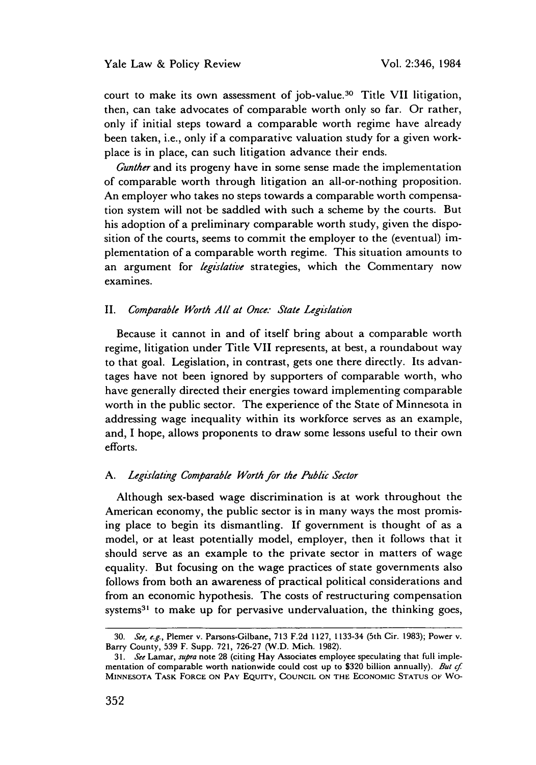court to make its own assessment of job-value.[30] Title VII litigation, then, can take advocates of comparable worth only so far. Or rather, only if initial steps toward a comparable worth regime have already been taken, i.e., only if a comparative valuation study for a given workplace is in place, can such litigation advance their ends.

*Gunther* and its progeny have in some sense made the implementation of comparable worth through litigation an all-or-nothing proposition. An employer who takes no steps towards a comparable worth compensation system will not be saddled with such a scheme by the courts. But his adoption of a preliminary comparable worth study, given the disposition of the courts, seems to commit the employer to the (eventual) implementation of a comparable worth regime. This situation amounts to an argument for *legislative* strategies, which the Commentary now examines.

## II. *Comparable Worth All at Once: State Legislation*

Because it cannot in and of itself bring about a comparable worth regime, litigation under Title VII represents, at best, a roundabout way to that goal. Legislation, in contrast, gets one there directly. Its advantages have not been ignored by supporters of comparable worth, who have generally directed their energies toward implementing comparable worth in the public sector. The experience of the State of Minnesota in addressing wage inequality within its workforce serves as an example, and, I hope, allows proponents to draw some lessons useful to their own efforts.

### A. *Legislating Comparable Worth for the Public Sector*

Although sex-based wage discrimination is at work throughout the American economy, the public sector is in many ways the most promising place to begin its dismantling. If government is thought of as a model, or at least potentially model, employer, then it follows that it should serve as an example to the private sector in matters of wage equality. But focusing on the wage practices of state governments also follows from both an awareness of practical political considerations and from an economic hypothesis. The costs of restructuring compensation systems[31] to make up for pervasive undervaluation, the thinking goes,

---

30. *See, e.g.*, Plemer v. Parsons-Gilbane, 713 F.2d 1127, 1133-34 (5th Cir. 1983); Power v. Barry County, 539 F. Supp. 721, 726-27 (W.D. Mich. 1982).

31. *See* Lamar, *supra* note 28 (citing Hay Associates employee speculating that full implementation of comparable worth nationwide could cost up to $320 billion annually). *But cf.* MINNESOTA TASK FORCE ON PAY EQUITY, COUNCIL ON THE ECONOMIC STATUS OF WO-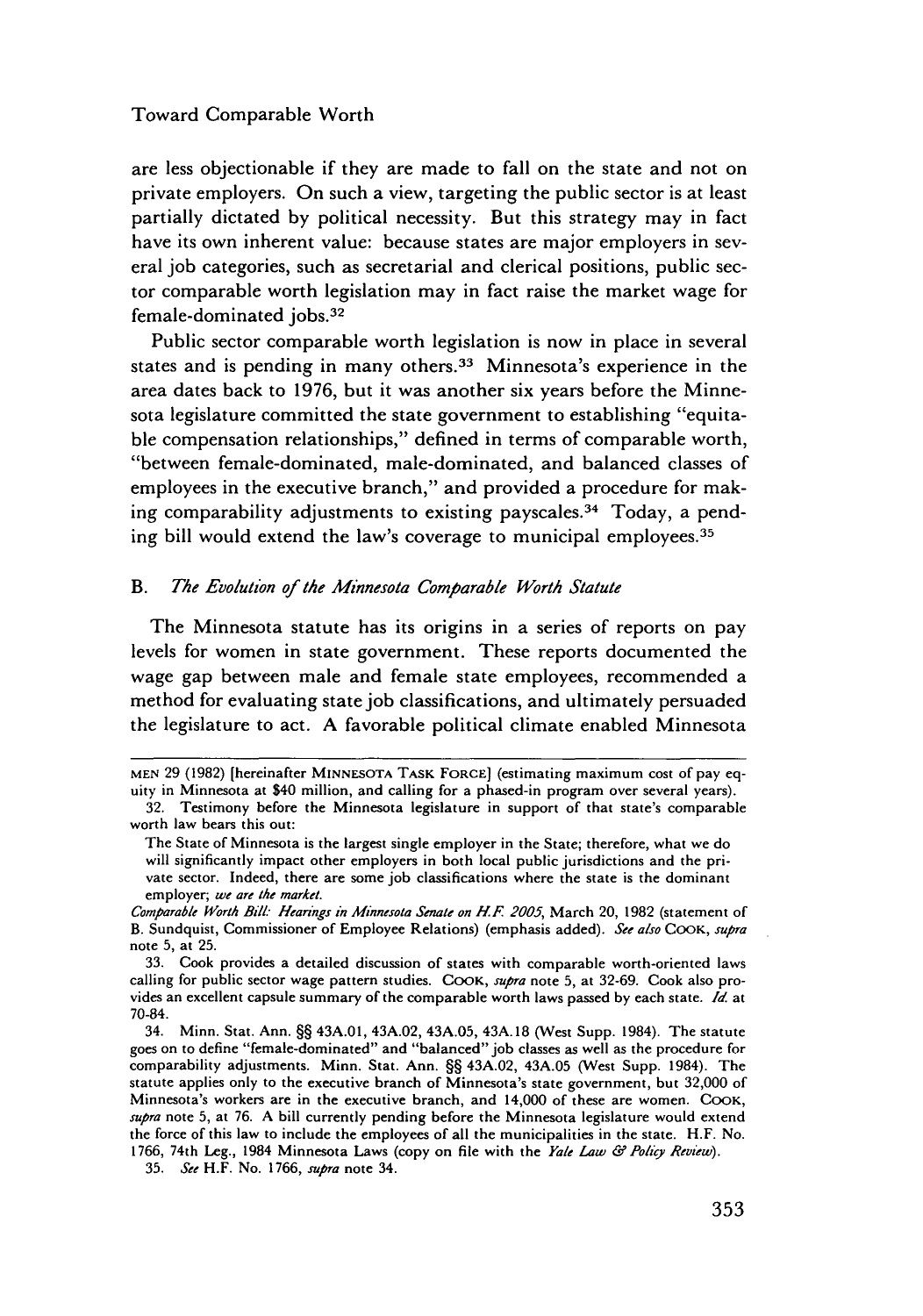are less objectionable if they are made to fall on the state and not on private employers. On such a view, targeting the public sector is at least partially dictated by political necessity. But this strategy may in fact have its own inherent value: because states are major employers in several job categories, such as secretarial and clerical positions, public sector comparable worth legislation may in fact raise the market wage for female-dominated jobs.[32]

Public sector comparable worth legislation is now in place in several states and is pending in many others.[33] Minnesota's experience in the area dates back to 1976, but it was another six years before the Minnesota legislature committed the state government to establishing "equitable compensation relationships," defined in terms of comparable worth, "between female-dominated, male-dominated, and balanced classes of employees in the executive branch," and provided a procedure for making comparability adjustments to existing payscales.[34] Today, a pending bill would extend the law's coverage to municipal employees.[35]

### B. *The Evolution of the Minnesota Comparable Worth Statute*

The Minnesota statute has its origins in a series of reports on pay levels for women in state government. These reports documented the wage gap between male and female state employees, recommended a method for evaluating state job classifications, and ultimately persuaded the legislature to act. A favorable political climate enabled Minnesota

---

MEN 29 (1982) [hereinafter MINNESOTA TASK FORCE] (estimating maximum cost of pay equity in Minnesota at $40 million, and calling for a phased-in program over several years).

32. Testimony before the Minnesota legislature in support of that state's comparable worth law bears this out:

> The State of Minnesota is the largest single employer in the State; therefore, what we do will significantly impact other employers in both local public jurisdictions and the private sector. Indeed, there are some job classifications where the state is the dominant employer; *we are the market.*

*Comparable Worth Bill: Hearings in Minnesota Senate on H.F. 2005*, March 20, 1982 (statement of B. Sundquist, Commissioner of Employee Relations) (emphasis added). *See also* COOK, *supra* note 5, at 25.

33. Cook provides a detailed discussion of states with comparable worth-oriented laws calling for public sector wage pattern studies. COOK, *supra* note 5, at 32-69. Cook also provides an excellent capsule summary of the comparable worth laws passed by each state. *Id.* at 70-84.

34. Minn. Stat. Ann. §§ 43A.01, 43A.02, 43A.05, 43A.18 (West Supp. 1984). The statute goes on to define "female-dominated" and "balanced" job classes as well as the procedure for comparability adjustments. Minn. Stat. Ann. §§ 43A.02, 43A.05 (West Supp. 1984). The statute applies only to the executive branch of Minnesota's state government, but 32,000 of Minnesota's workers are in the executive branch, and 14,000 of these are women. COOK, *supra* note 5, at 76. A bill currently pending before the Minnesota legislature would extend the force of this law to include the employees of all the municipalities in the state. H.F. No. 1766, 74th Leg., 1984 Minnesota Laws (copy on file with the *Yale Law & Policy Review*).

35. *See* H.F. No. 1766, *supra* note 34.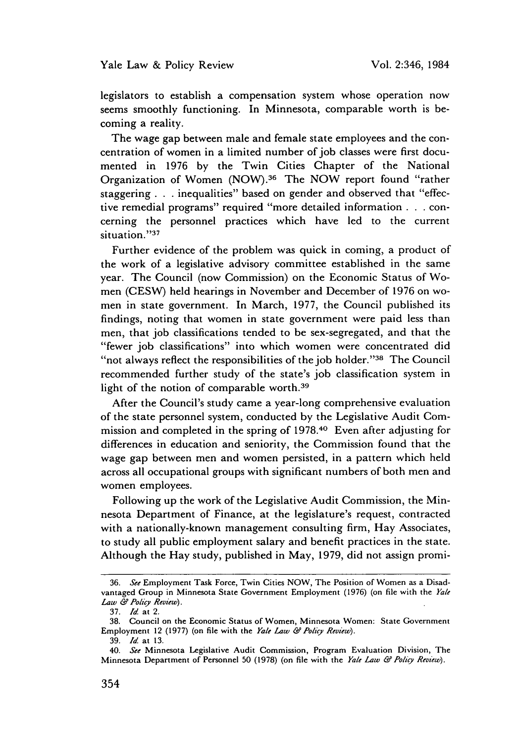legislators to establish a compensation system whose operation now seems smoothly functioning. In Minnesota, comparable worth is becoming a reality.

The wage gap between male and female state employees and the concentration of women in a limited number of job classes were first documented in 1976 by the Twin Cities Chapter of the National Organization of Women (NOW).[36] The NOW report found "rather staggering . . . inequalities" based on gender and observed that "effective remedial programs" required "more detailed information . . . concerning the personnel practices which have led to the current situation."[37]

Further evidence of the problem was quick in coming, a product of the work of a legislative advisory committee established in the same year. The Council (now Commission) on the Economic Status of Women (CESW) held hearings in November and December of 1976 on women in state government. In March, 1977, the Council published its findings, noting that women in state government were paid less than men, that job classifications tended to be sex-segregated, and that the "fewer job classifications" into which women were concentrated did "not always reflect the responsibilities of the job holder."[38] The Council recommended further study of the state's job classification system in light of the notion of comparable worth.[39]

After the Council's study came a year-long comprehensive evaluation of the state personnel system, conducted by the Legislative Audit Commission and completed in the spring of 1978.[40] Even after adjusting for differences in education and seniority, the Commission found that the wage gap between men and women persisted, in a pattern which held across all occupational groups with significant numbers of both men and women employees.

Following up the work of the Legislative Audit Commission, the Minnesota Department of Finance, at the legislature's request, contracted with a nationally-known management consulting firm, Hay Associates, to study all public employment salary and benefit practices in the state. Although the Hay study, published in May, 1979, did not assign promi-

---

36. *See* Employment Task Force, Twin Cities NOW, The Position of Women as a Disadvantaged Group in Minnesota State Government Employment (1976) (on file with the *Yale Law & Policy Review*).

37. *Id.* at 2.

38. Council on the Economic Status of Women, Minnesota Women: State Government Employment 12 (1977) (on file with the *Yale Law & Policy Review*).

39. *Id.* at 13.

40. *See* Minnesota Legislative Audit Commission, Program Evaluation Division, The Minnesota Department of Personnel 50 (1978) (on file with the *Yale Law & Policy Review*).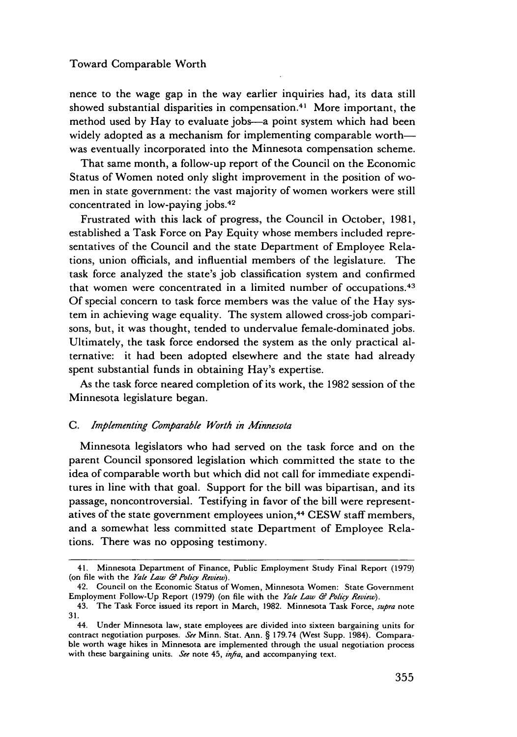nence to the wage gap in the way earlier inquiries had, its data still showed substantial disparities in compensation.[41] More important, the method used by Hay to evaluate jobs—a point system which had been widely adopted as a mechanism for implementing comparable worth—was eventually incorporated into the Minnesota compensation scheme.

That same month, a follow-up report of the Council on the Economic Status of Women noted only slight improvement in the position of women in state government: the vast majority of women workers were still concentrated in low-paying jobs.[42]

Frustrated with this lack of progress, the Council in October, 1981, established a Task Force on Pay Equity whose members included representatives of the Council and the state Department of Employee Relations, union officials, and influential members of the legislature. The task force analyzed the state's job classification system and confirmed that women were concentrated in a limited number of occupations.[43] Of special concern to task force members was the value of the Hay system in achieving wage equality. The system allowed cross-job comparisons, but, it was thought, tended to undervalue female-dominated jobs. Ultimately, the task force endorsed the system as the only practical alternative: it had been adopted elsewhere and the state had already spent substantial funds in obtaining Hay's expertise.

As the task force neared completion of its work, the 1982 session of the Minnesota legislature began.

### C. *Implementing Comparable Worth in Minnesota*

Minnesota legislators who had served on the task force and on the parent Council sponsored legislation which committed the state to the idea of comparable worth but which did not call for immediate expenditures in line with that goal. Support for the bill was bipartisan, and its passage, noncontroversial. Testifying in favor of the bill were representatives of the state government employees union,[44] CESW staff members, and a somewhat less committed state Department of Employee Relations. There was no opposing testimony.

---

41. Minnesota Department of Finance, Public Employment Study Final Report (1979) (on file with the *Yale Law & Policy Review*).

42. Council on the Economic Status of Women, Minnesota Women: State Government Employment Follow-Up Report (1979) (on file with the *Yale Law & Policy Review*).

43. The Task Force issued its report in March, 1982. Minnesota Task Force, *supra* note 31.

44. Under Minnesota law, state employees are divided into sixteen bargaining units for contract negotiation purposes. *See* Minn. Stat. Ann. § 179.74 (West Supp. 1984). Comparable worth wage hikes in Minnesota are implemented through the usual negotiation process with these bargaining units. *See* note 45, *infra*, and accompanying text.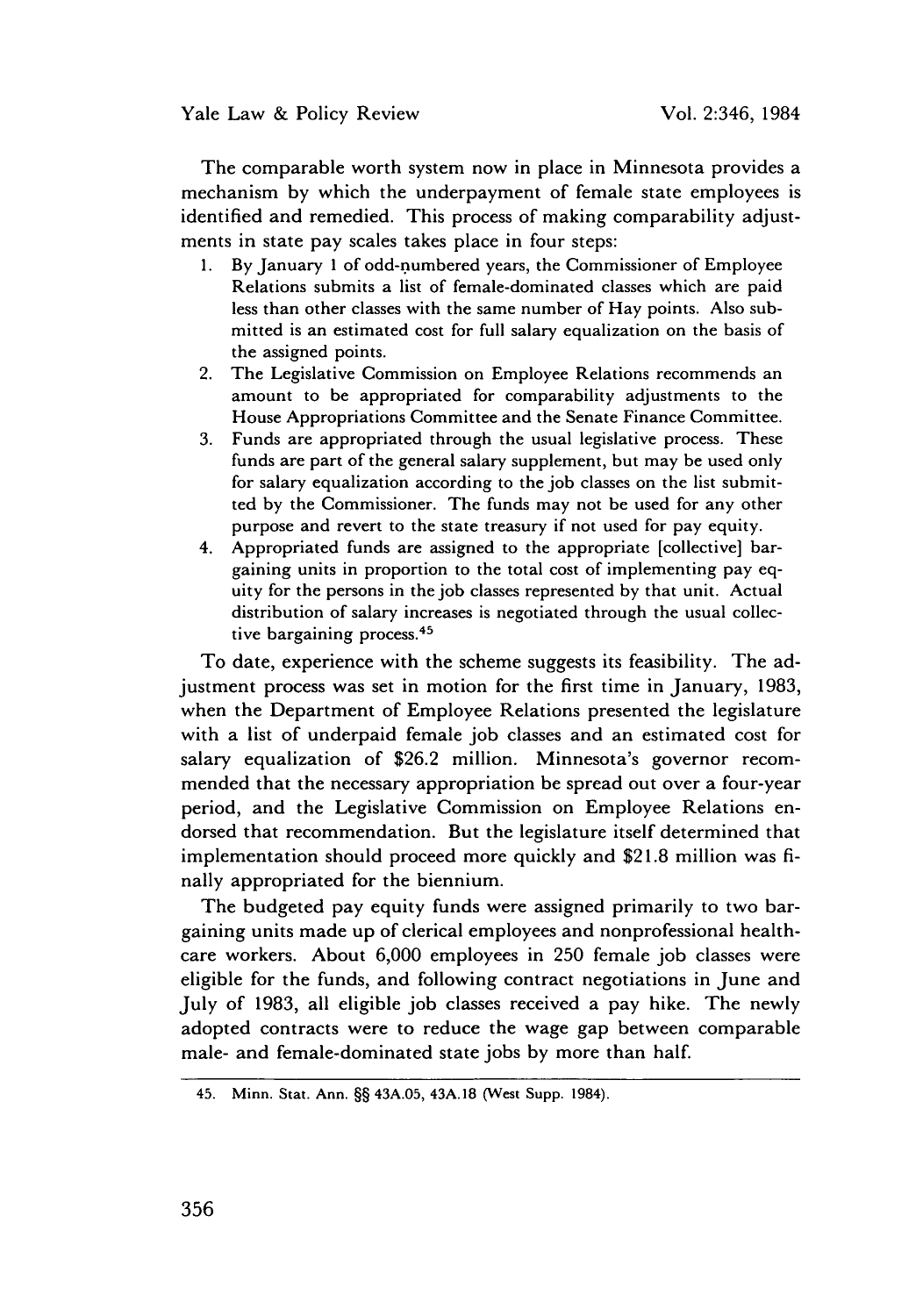The comparable worth system now in place in Minnesota provides a mechanism by which the underpayment of female state employees is identified and remedied. This process of making comparability adjustments in state pay scales takes place in four steps:

1. By January 1 of odd-numbered years, the Commissioner of Employee Relations submits a list of female-dominated classes which are paid less than other classes with the same number of Hay points. Also submitted is an estimated cost for full salary equalization on the basis of the assigned points.
2. The Legislative Commission on Employee Relations recommends an amount to be appropriated for comparability adjustments to the House Appropriations Committee and the Senate Finance Committee.
3. Funds are appropriated through the usual legislative process. These funds are part of the general salary supplement, but may be used only for salary equalization according to the job classes on the list submitted by the Commissioner. The funds may not be used for any other purpose and revert to the state treasury if not used for pay equity.
4. Appropriated funds are assigned to the appropriate [collective] bargaining units in proportion to the total cost of implementing pay equity for the persons in the job classes represented by that unit. Actual distribution of salary increases is negotiated through the usual collective bargaining process.[45]

To date, experience with the scheme suggests its feasibility. The adjustment process was set in motion for the first time in January, 1983, when the Department of Employee Relations presented the legislature with a list of underpaid female job classes and an estimated cost for salary equalization of $26.2 million. Minnesota's governor recommended that the necessary appropriation be spread out over a four-year period, and the Legislative Commission on Employee Relations endorsed that recommendation. But the legislature itself determined that implementation should proceed more quickly and $21.8 million was finally appropriated for the biennium.

The budgeted pay equity funds were assigned primarily to two bargaining units made up of clerical employees and nonprofessional health-care workers. About 6,000 employees in 250 female job classes were eligible for the funds, and following contract negotiations in June and July of 1983, all eligible job classes received a pay hike. The newly adopted contracts were to reduce the wage gap between comparable male- and female-dominated state jobs by more than half.

---

45. Minn. Stat. Ann. §§ 43A.05, 43A.18 (West Supp. 1984).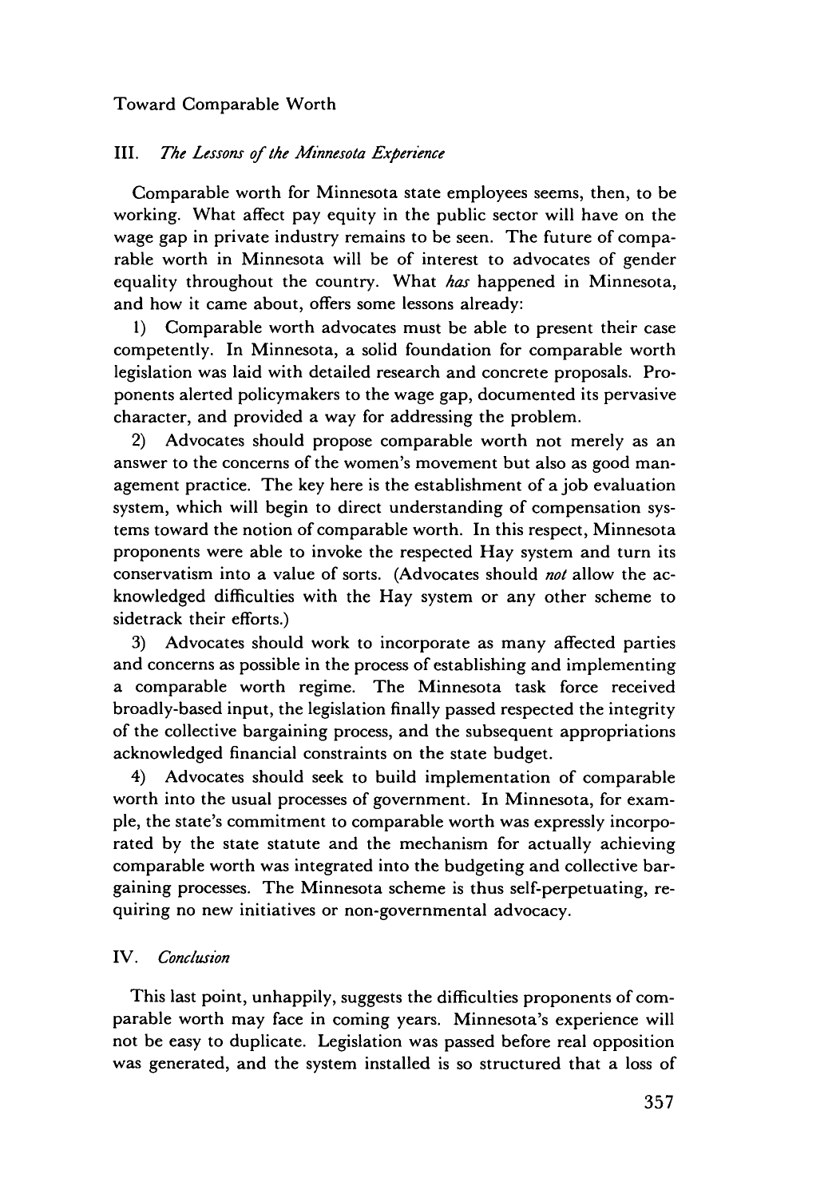## III. *The Lessons of the Minnesota Experience*

Comparable worth for Minnesota state employees seems, then, to be working. What affect pay equity in the public sector will have on the wage gap in private industry remains to be seen. The future of comparable worth in Minnesota will be of interest to advocates of gender equality throughout the country. What *has* happened in Minnesota, and how it came about, offers some lessons already:

1) Comparable worth advocates must be able to present their case competently. In Minnesota, a solid foundation for comparable worth legislation was laid with detailed research and concrete proposals. Proponents alerted policymakers to the wage gap, documented its pervasive character, and provided a way for addressing the problem.

2) Advocates should propose comparable worth not merely as an answer to the concerns of the women's movement but also as good management practice. The key here is the establishment of a job evaluation system, which will begin to direct understanding of compensation systems toward the notion of comparable worth. In this respect, Minnesota proponents were able to invoke the respected Hay system and turn its conservatism into a value of sorts. (Advocates should *not* allow the acknowledged difficulties with the Hay system or any other scheme to sidetrack their efforts.)

3) Advocates should work to incorporate as many affected parties and concerns as possible in the process of establishing and implementing a comparable worth regime. The Minnesota task force received broadly-based input, the legislation finally passed respected the integrity of the collective bargaining process, and the subsequent appropriations acknowledged financial constraints on the state budget.

4) Advocates should seek to build implementation of comparable worth into the usual processes of government. In Minnesota, for example, the state's commitment to comparable worth was expressly incorporated by the state statute and the mechanism for actually achieving comparable worth was integrated into the budgeting and collective bargaining processes. The Minnesota scheme is thus self-perpetuating, requiring no new initiatives or non-governmental advocacy.

## IV. *Conclusion*

This last point, unhappily, suggests the difficulties proponents of comparable worth may face in coming years. Minnesota's experience will not be easy to duplicate. Legislation was passed before real opposition was generated, and the system installed is so structured that a loss of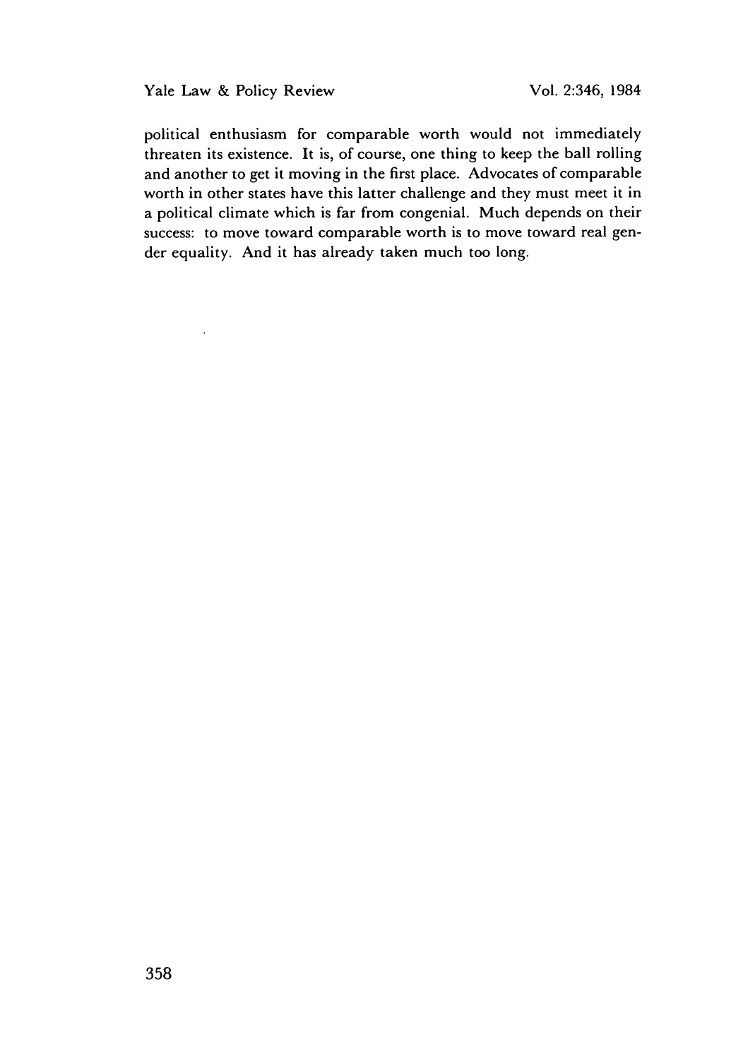political enthusiasm for comparable worth would not immediately threaten its existence. It is, of course, one thing to keep the ball rolling and another to get it moving in the first place. Advocates of comparable worth in other states have this latter challenge and they must meet it in a political climate which is far from congenial. Much depends on their success: to move toward comparable worth is to move toward real gender equality. And it has already taken much too long.